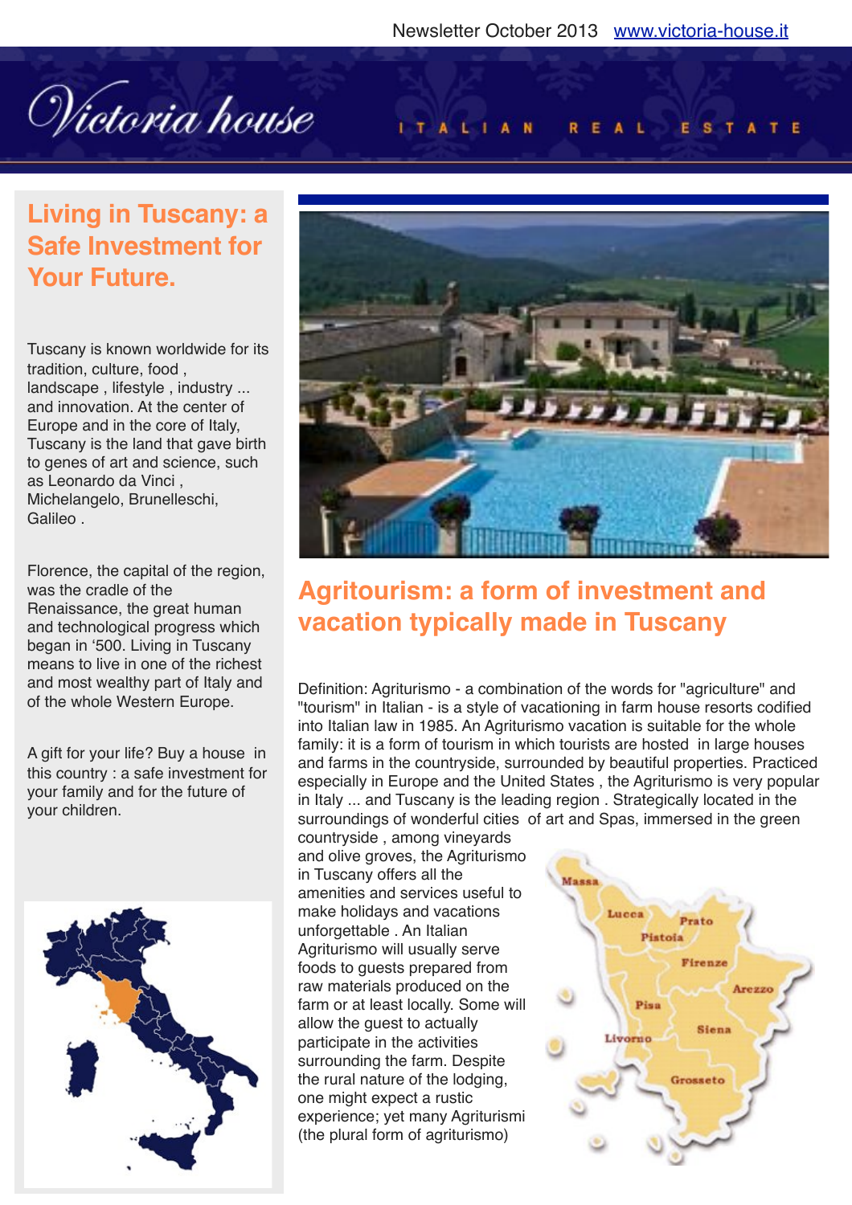Newsletter October 2013 www.victoria-house.it

# Victoria house

ITALIAN REAL ESTATE

## Living in Tuscany: a Safe Investment for Your Future.

Tuscany is known worldwide for its tradition, culture, food , landscape , lifestyle , industry ... and innovation. At the center of Europe and in the core of Italy, Tuscany is the land that gave birth to genes of art and science, such as Leonardo da Vinci , Michelangelo, Brunelleschi, Galileo .

Florence, the capital of the region, was the cradle of the Renaissance, the great human and technological progress which began in '500. Living in Tuscany means to live in one of the richest and most wealthy part of Italy and of the whole Western Europe.

A gift for your life? Buy a house in this country : a safe investment for your family and for the future of your children.

## Agritourism: a form of investment and vacation typically made in Tuscany

Definition: Agriturismo - a combination of the words for "agriculture" and "tourism" in Italian - is a style of vacationing in farm house resorts codified into Italian law in 1985. An Agriturismo vacation is suitable for the whole family: it is a form of tourism in which tourists are hosted in large houses and farms in the countryside, surrounded by beautiful properties. Practiced especially in Europe and the United States , the Agriturismo is very popular in Italy ... and Tuscany is the leading region . Strategically located in the surroundings of wonderful cities of art and Spas, immersed in the green countryside , among vineyards and olive groves, the Agriturismo in Tuscany offers all the amenities and services useful to make holidays and vacations unforgettable . An Italian Agriturismo will usually serve foods to guests prepared from raw materials produced on the farm or at least locally. Some will allow the guest to actually participate in the activities surrounding the farm. Despite the rural nature of the lodging, one might expect a rustic experience; yet many Agriturismi (the plural form of agriturismo)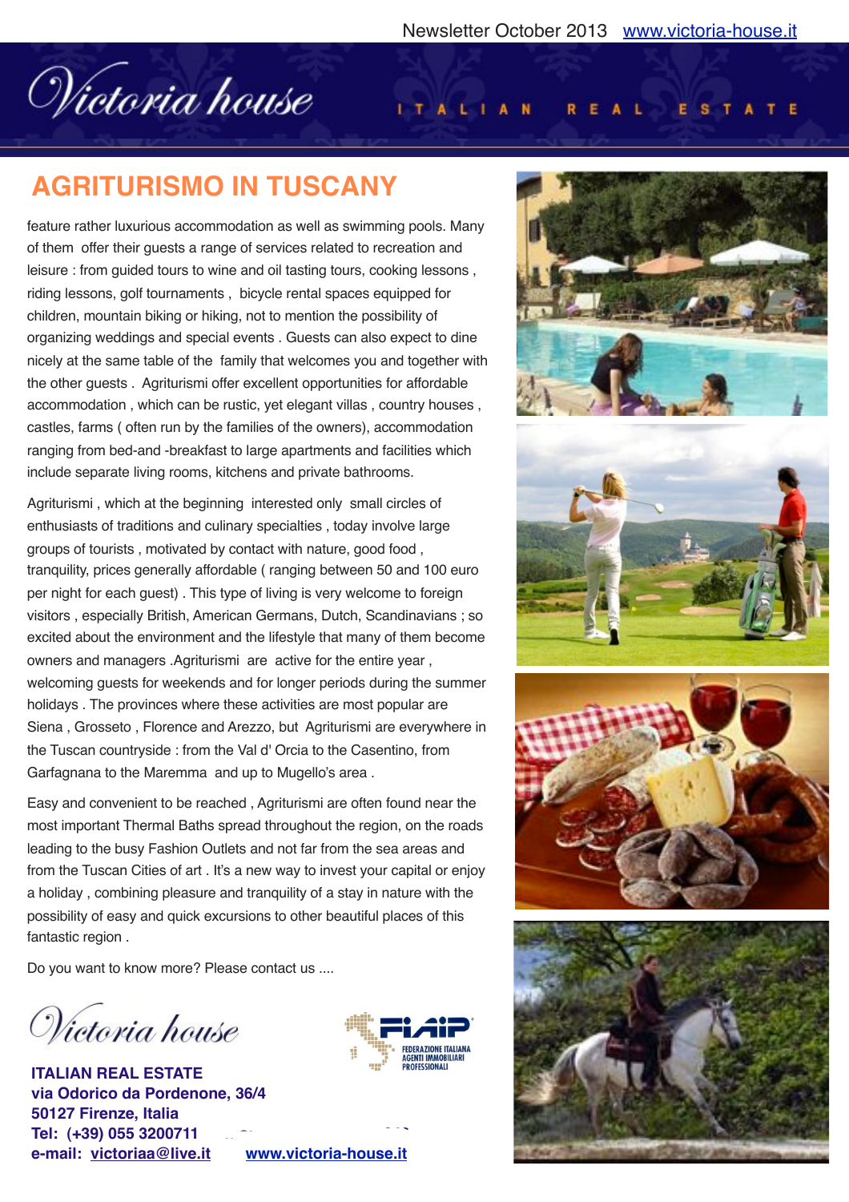## AGRITURISMO IN TUSCANY

feature rather luxurious accommodation as well as swimming pools. Many of them offer their guests a range of services related to recreation and leisure : from guided tours to wine and oil tasting tours, cooking lessons , riding lessons, golf tournaments , bicycle rental spaces equipped for children, mountain biking or hiking, not to mention the possibility of organizing weddings and special events . Guests can also expect to dine nicely at the same table of the family that welcomes you and together with the other guests . Agriturismi offer excellent opportunities for affordable accommodation , which can be rustic, yet elegant villas , country houses , castles, farms ( often run by the families of the owners), accommodation ranging from bed-and -breakfast to large apartments and facilities which include separate living rooms, kitchens and private bathrooms.

Agriturismi , which at the beginning interested only small circles of enthusiasts of traditions and culinary specialties , today involve large groups of tourists , motivated by contact with nature, good food , tranquility, prices generally affordable ( ranging between 50 and 100 euro per night for each guest) . This type of living is very welcome to foreign visitors , especially British, American Germans, Dutch, Scandinavians ; so excited about the environment and the lifestyle that many of them become owners and managers .Agriturismi are active for the entire year , welcoming guests for weekends and for longer periods during the summer holidays . The provinces where these activities are most popular are Siena , Grosseto , Florence and Arezzo, but Agriturismi are everywhere in the Tuscan countryside : from the Val d' Orcia to the Casentino, from Garfagnana to the Maremma and up to Mugello's area .

Easy and convenient to be reached , Agriturismi are often found near the most important Thermal Baths spread throughout the region, on the roads leading to the busy Fashion Outlets and not far from the sea areas and from the Tuscan Cities of art . It's a new way to invest your capital or enjoy a holiday , combining pleasure and tranquility of a stay in nature with the possibility of easy and quick excursions to other beautiful places of this fantastic region .

Do you want to know more? Please contact us ....

*Victoria house*

FIAIP – FEDERAZIONE ITALIANA AGENTI IMMOBILIARI PROFESSIONALI

**ITALIAN REAL ESTATE**
**via Odorico da Pordenone, 36/4**
**50127 Firenze, Italia**
**Tel: (+39) 055 3200711**
**e-mail: victoriaa@live.it** **www.victoria-house.it**